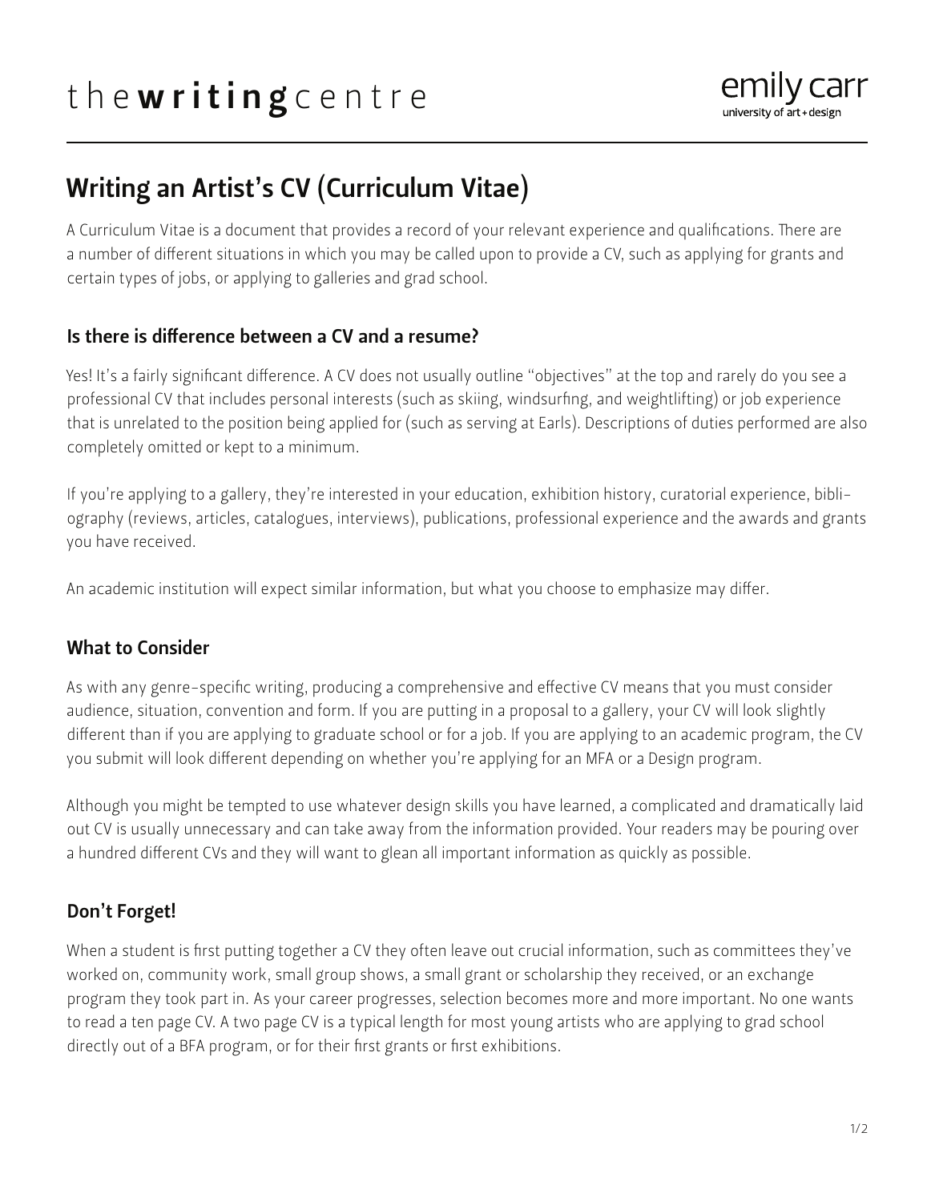# Writing an Artist's CV (Curriculum Vitae)

A Curriculum Vitae is a document that provides a record of your relevant experience and qualifications. There are a number of different situations in which you may be called upon to provide a CV, such as applying for grants and certain types of jobs, or applying to galleries and grad school.

## Is there is difference between a CV and a resume?

Yes! It's a fairly significant difference. A CV does not usually outline "objectives" at the top and rarely do you see a professional CV that includes personal interests (such as skiing, windsurfing, and weightlifting) or job experience that is unrelated to the position being applied for (such as serving at Earls). Descriptions of duties performed are also completely omitted or kept to a minimum.

If you're applying to a gallery, they're interested in your education, exhibition history, curatorial experience, bibliography (reviews, articles, catalogues, interviews), publications, professional experience and the awards and grants you have received.

An academic institution will expect similar information, but what you choose to emphasize may differ.

## What to Consider

As with any genre-specific writing, producing a comprehensive and effective CV means that you must consider audience, situation, convention and form. If you are putting in a proposal to a gallery, your CV will look slightly different than if you are applying to graduate school or for a job. If you are applying to an academic program, the CV you submit will look different depending on whether you're applying for an MFA or a Design program.

Although you might be tempted to use whatever design skills you have learned, a complicated and dramatically laid out CV is usually unnecessary and can take away from the information provided. Your readers may be pouring over a hundred different CVs and they will want to glean all important information as quickly as possible.

## Don't Forget!

When a student is first putting together a CV they often leave out crucial information, such as committees they've worked on, community work, small group shows, a small grant or scholarship they received, or an exchange program they took part in. As your career progresses, selection becomes more and more important. No one wants to read a ten page CV. A two page CV is a typical length for most young artists who are applying to grad school directly out of a BFA program, or for their first grants or first exhibitions.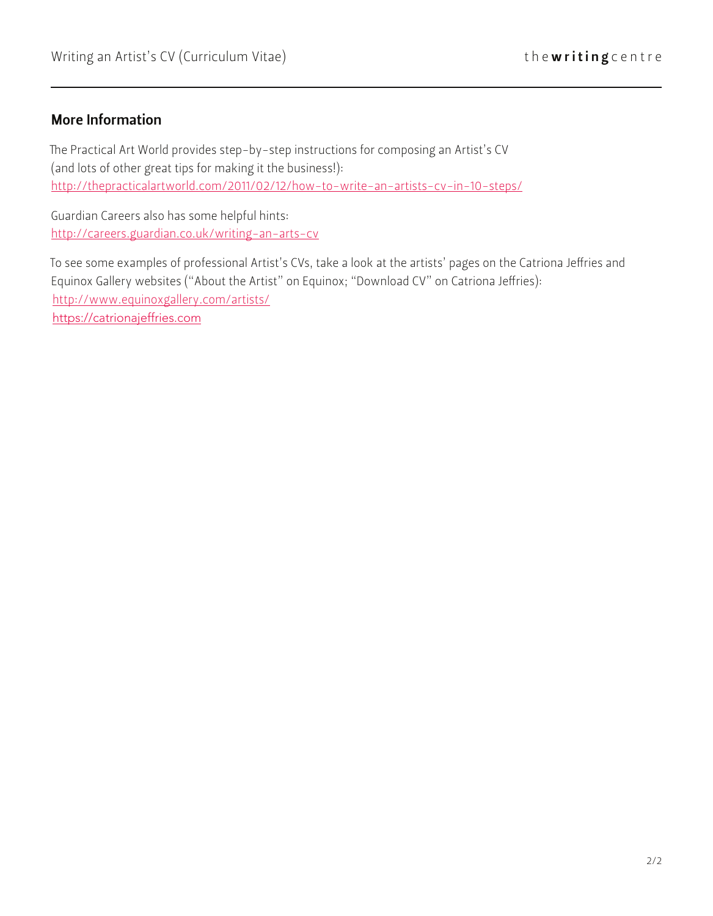## More Information

The Practical Art World provides step-by-step instructions for composing an Artist's CV (and lots of other great tips for making it the business!):
http://thepracticalartworld.com/2011/02/12/how-to-write-an-artists-cv-in-10-steps/

Guardian Careers also has some helpful hints:
http://careers.guardian.co.uk/writing-an-arts-cv

To see some examples of professional Artist's CVs, take a look at the artists' pages on the Catriona Jeffries and Equinox Gallery websites ("About the Artist" on Equinox; "Download CV" on Catriona Jeffries):
http://www.equinoxgallery.com/artists/
https://catrionajeffries.com